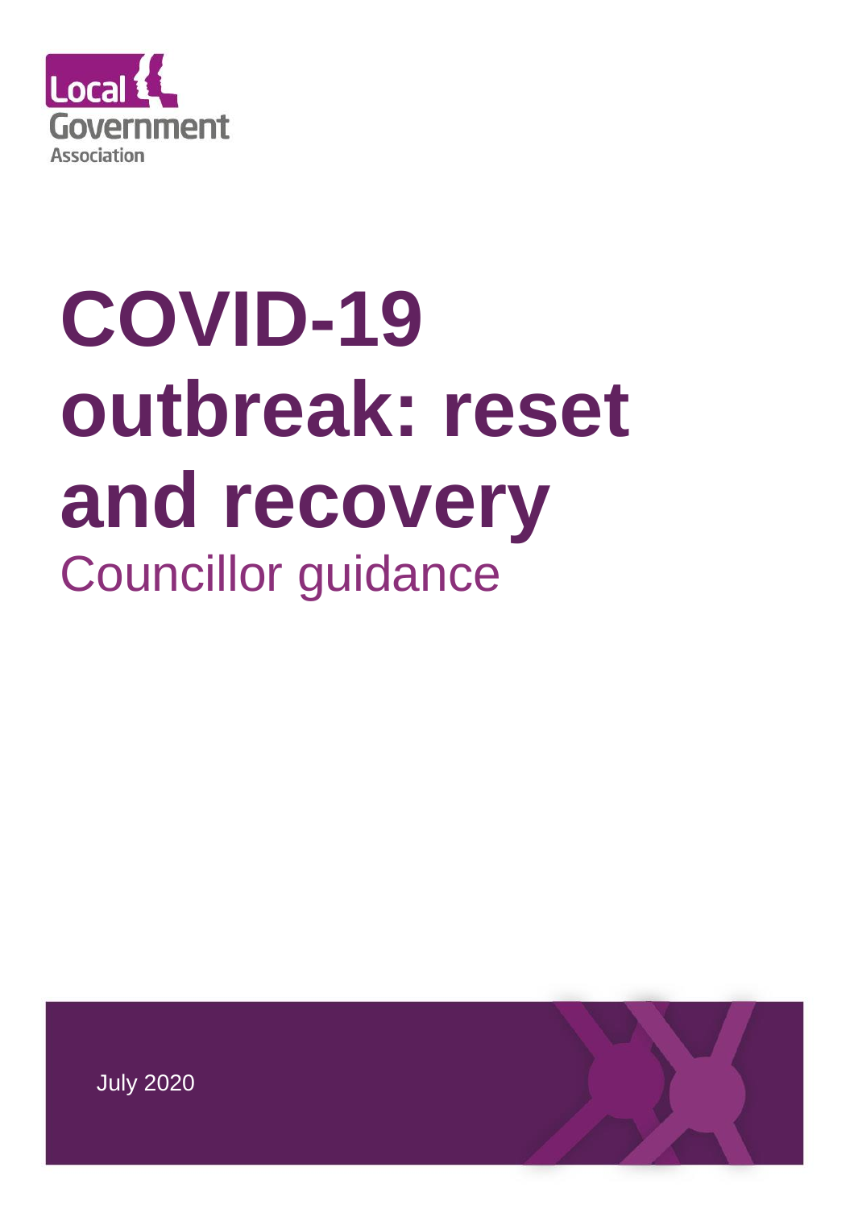Local Government Association

# COVID-19 outbreak: reset and recovery

## Councillor guidance

July 2020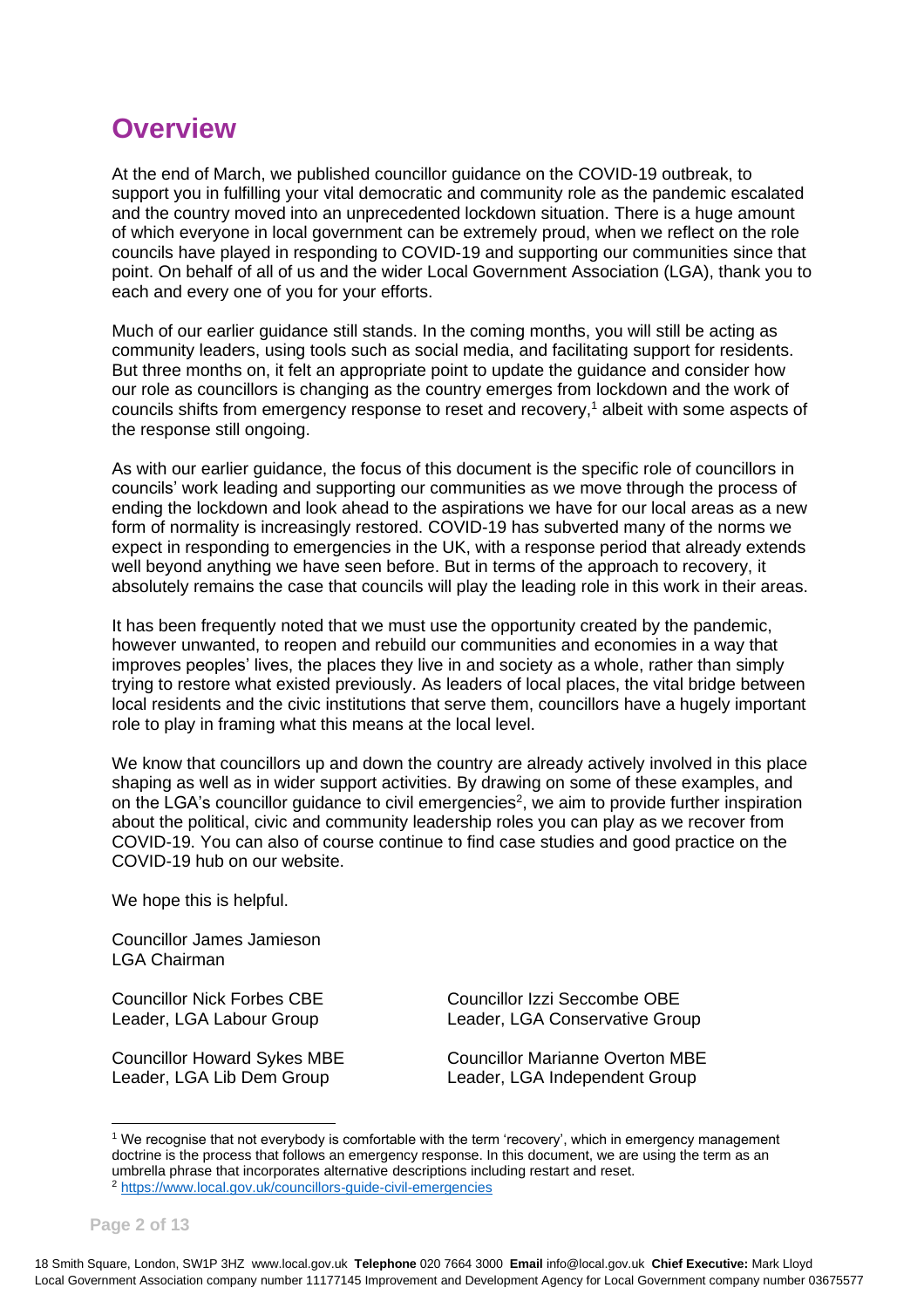# Overview

At the end of March, we published councillor guidance on the COVID-19 outbreak, to support you in fulfilling your vital democratic and community role as the pandemic escalated and the country moved into an unprecedented lockdown situation. There is a huge amount of which everyone in local government can be extremely proud, when we reflect on the role councils have played in responding to COVID-19 and supporting our communities since that point. On behalf of all of us and the wider Local Government Association (LGA), thank you to each and every one of you for your efforts.

Much of our earlier guidance still stands. In the coming months, you will still be acting as community leaders, using tools such as social media, and facilitating support for residents. But three months on, it felt an appropriate point to update the guidance and consider how our role as councillors is changing as the country emerges from lockdown and the work of councils shifts from emergency response to reset and recovery,[1] albeit with some aspects of the response still ongoing.

As with our earlier guidance, the focus of this document is the specific role of councillors in councils' work leading and supporting our communities as we move through the process of ending the lockdown and look ahead to the aspirations we have for our local areas as a new form of normality is increasingly restored. COVID-19 has subverted many of the norms we expect in responding to emergencies in the UK, with a response period that already extends well beyond anything we have seen before. But in terms of the approach to recovery, it absolutely remains the case that councils will play the leading role in this work in their areas.

It has been frequently noted that we must use the opportunity created by the pandemic, however unwanted, to reopen and rebuild our communities and economies in a way that improves peoples' lives, the places they live in and society as a whole, rather than simply trying to restore what existed previously. As leaders of local places, the vital bridge between local residents and the civic institutions that serve them, councillors have a hugely important role to play in framing what this means at the local level.

We know that councillors up and down the country are already actively involved in this place shaping as well as in wider support activities. By drawing on some of these examples, and on the LGA's councillor guidance to civil emergencies[2], we aim to provide further inspiration about the political, civic and community leadership roles you can play as we recover from COVID-19. You can also of course continue to find case studies and good practice on the COVID-19 hub on our website.

We hope this is helpful.

Councillor James Jamieson
LGA Chairman

Councillor Nick Forbes CBE
Leader, LGA Labour Group

Councillor Izzi Seccombe OBE
Leader, LGA Conservative Group

Councillor Howard Sykes MBE
Leader, LGA Lib Dem Group

Councillor Marianne Overton MBE
Leader, LGA Independent Group

---

[1] We recognise that not everybody is comfortable with the term 'recovery', which in emergency management doctrine is the process that follows an emergency response. In this document, we are using the term as an umbrella phrase that incorporates alternative descriptions including restart and reset.

[2] https://www.local.gov.uk/councillors-guide-civil-emergencies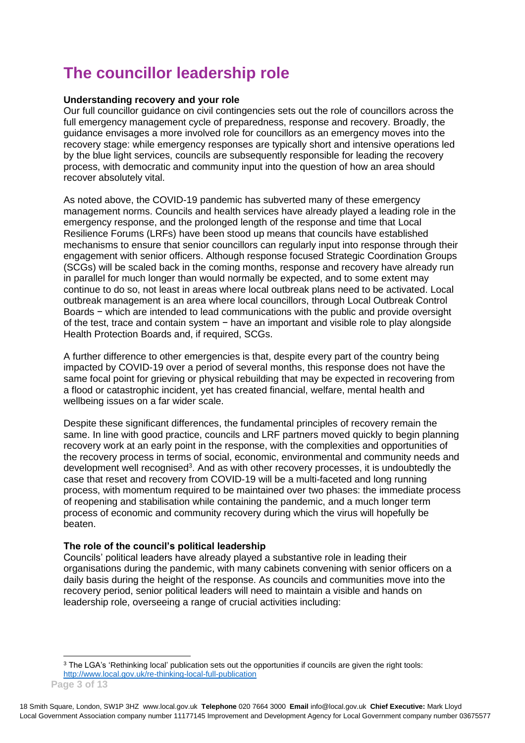# The councillor leadership role

**Understanding recovery and your role**

Our full councillor guidance on civil contingencies sets out the role of councillors across the full emergency management cycle of preparedness, response and recovery. Broadly, the guidance envisages a more involved role for councillors as an emergency moves into the recovery stage: while emergency responses are typically short and intensive operations led by the blue light services, councils are subsequently responsible for leading the recovery process, with democratic and community input into the question of how an area should recover absolutely vital.

As noted above, the COVID-19 pandemic has subverted many of these emergency management norms. Councils and health services have already played a leading role in the emergency response, and the prolonged length of the response and time that Local Resilience Forums (LRFs) have been stood up means that councils have established mechanisms to ensure that senior councillors can regularly input into response through their engagement with senior officers. Although response focused Strategic Coordination Groups (SCGs) will be scaled back in the coming months, response and recovery have already run in parallel for much longer than would normally be expected, and to some extent may continue to do so, not least in areas where local outbreak plans need to be activated. Local outbreak management is an area where local councillors, through Local Outbreak Control Boards − which are intended to lead communications with the public and provide oversight of the test, trace and contain system − have an important and visible role to play alongside Health Protection Boards and, if required, SCGs.

A further difference to other emergencies is that, despite every part of the country being impacted by COVID-19 over a period of several months, this response does not have the same focal point for grieving or physical rebuilding that may be expected in recovering from a flood or catastrophic incident, yet has created financial, welfare, mental health and wellbeing issues on a far wider scale.

Despite these significant differences, the fundamental principles of recovery remain the same. In line with good practice, councils and LRF partners moved quickly to begin planning recovery work at an early point in the response, with the complexities and opportunities of the recovery process in terms of social, economic, environmental and community needs and development well recognised[3]. And as with other recovery processes, it is undoubtedly the case that reset and recovery from COVID-19 will be a multi-faceted and long running process, with momentum required to be maintained over two phases: the immediate process of reopening and stabilisation while containing the pandemic, and a much longer term process of economic and community recovery during which the virus will hopefully be beaten.

**The role of the council's political leadership**

Councils' political leaders have already played a substantive role in leading their organisations during the pandemic, with many cabinets convening with senior officers on a daily basis during the height of the response. As councils and communities move into the recovery period, senior political leaders will need to maintain a visible and hands on leadership role, overseeing a range of crucial activities including:

[3] The LGA's 'Rethinking local' publication sets out the opportunities if councils are given the right tools: http://www.local.gov.uk/re-thinking-local-full-publication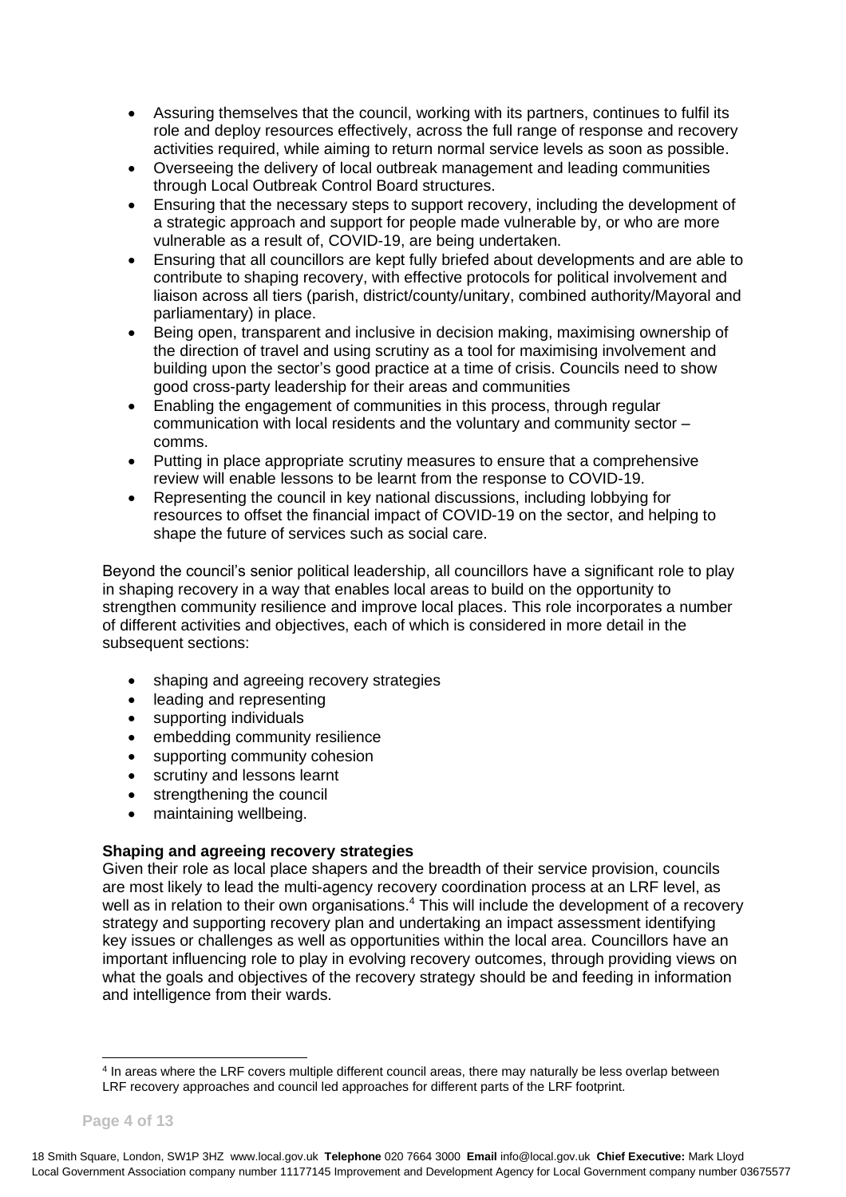- Assuring themselves that the council, working with its partners, continues to fulfil its role and deploy resources effectively, across the full range of response and recovery activities required, while aiming to return normal service levels as soon as possible.
- Overseeing the delivery of local outbreak management and leading communities through Local Outbreak Control Board structures.
- Ensuring that the necessary steps to support recovery, including the development of a strategic approach and support for people made vulnerable by, or who are more vulnerable as a result of, COVID-19, are being undertaken.
- Ensuring that all councillors are kept fully briefed about developments and are able to contribute to shaping recovery, with effective protocols for political involvement and liaison across all tiers (parish, district/county/unitary, combined authority/Mayoral and parliamentary) in place.
- Being open, transparent and inclusive in decision making, maximising ownership of the direction of travel and using scrutiny as a tool for maximising involvement and building upon the sector's good practice at a time of crisis. Councils need to show good cross-party leadership for their areas and communities
- Enabling the engagement of communities in this process, through regular communication with local residents and the voluntary and community sector – comms.
- Putting in place appropriate scrutiny measures to ensure that a comprehensive review will enable lessons to be learnt from the response to COVID-19.
- Representing the council in key national discussions, including lobbying for resources to offset the financial impact of COVID-19 on the sector, and helping to shape the future of services such as social care.

Beyond the council's senior political leadership, all councillors have a significant role to play in shaping recovery in a way that enables local areas to build on the opportunity to strengthen community resilience and improve local places. This role incorporates a number of different activities and objectives, each of which is considered in more detail in the subsequent sections:

- shaping and agreeing recovery strategies
- leading and representing
- supporting individuals
- embedding community resilience
- supporting community cohesion
- scrutiny and lessons learnt
- strengthening the council
- maintaining wellbeing.

**Shaping and agreeing recovery strategies**

Given their role as local place shapers and the breadth of their service provision, councils are most likely to lead the multi-agency recovery coordination process at an LRF level, as well as in relation to their own organisations.[4] This will include the development of a recovery strategy and supporting recovery plan and undertaking an impact assessment identifying key issues or challenges as well as opportunities within the local area. Councillors have an important influencing role to play in evolving recovery outcomes, through providing views on what the goals and objectives of the recovery strategy should be and feeding in information and intelligence from their wards.

[4] In areas where the LRF covers multiple different council areas, there may naturally be less overlap between LRF recovery approaches and council led approaches for different parts of the LRF footprint.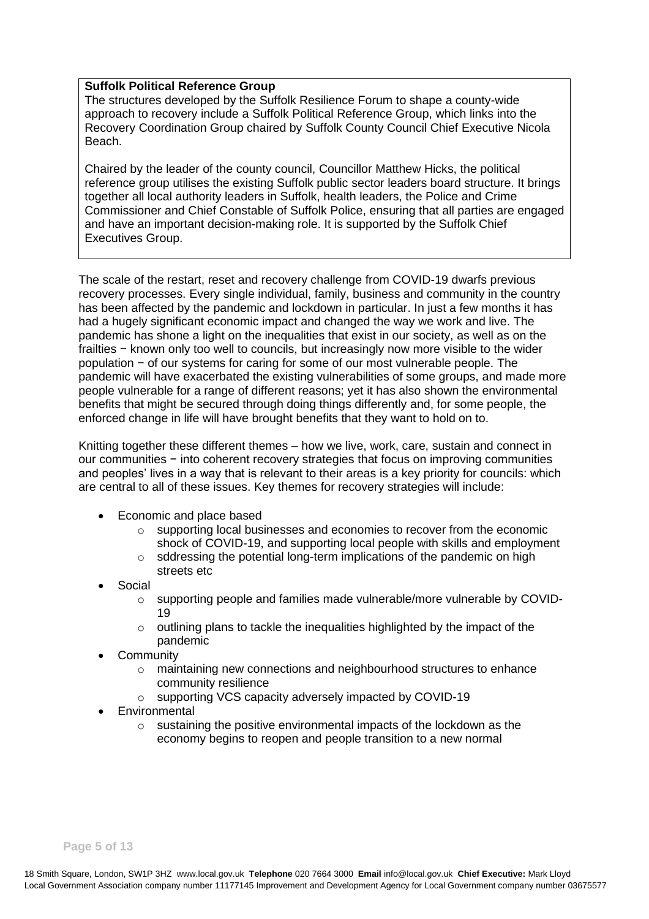**Suffolk Political Reference Group**

The structures developed by the Suffolk Resilience Forum to shape a county-wide approach to recovery include a Suffolk Political Reference Group, which links into the Recovery Coordination Group chaired by Suffolk County Council Chief Executive Nicola Beach.

Chaired by the leader of the county council, Councillor Matthew Hicks, the political reference group utilises the existing Suffolk public sector leaders board structure. It brings together all local authority leaders in Suffolk, health leaders, the Police and Crime Commissioner and Chief Constable of Suffolk Police, ensuring that all parties are engaged and have an important decision-making role. It is supported by the Suffolk Chief Executives Group.

The scale of the restart, reset and recovery challenge from COVID-19 dwarfs previous recovery processes. Every single individual, family, business and community in the country has been affected by the pandemic and lockdown in particular. In just a few months it has had a hugely significant economic impact and changed the way we work and live. The pandemic has shone a light on the inequalities that exist in our society, as well as on the frailties − known only too well to councils, but increasingly now more visible to the wider population − of our systems for caring for some of our most vulnerable people. The pandemic will have exacerbated the existing vulnerabilities of some groups, and made more people vulnerable for a range of different reasons; yet it has also shown the environmental benefits that might be secured through doing things differently and, for some people, the enforced change in life will have brought benefits that they want to hold on to.

Knitting together these different themes – how we live, work, care, sustain and connect in our communities − into coherent recovery strategies that focus on improving communities and peoples' lives in a way that is relevant to their areas is a key priority for councils: which are central to all of these issues. Key themes for recovery strategies will include:

- Economic and place based
  - supporting local businesses and economies to recover from the economic shock of COVID-19, and supporting local people with skills and employment
  - sddressing the potential long-term implications of the pandemic on high streets etc
- Social
  - supporting people and families made vulnerable/more vulnerable by COVID-19
  - outlining plans to tackle the inequalities highlighted by the impact of the pandemic
- Community
  - maintaining new connections and neighbourhood structures to enhance community resilience
  - supporting VCS capacity adversely impacted by COVID-19
- Environmental
  - sustaining the positive environmental impacts of the lockdown as the economy begins to reopen and people transition to a new normal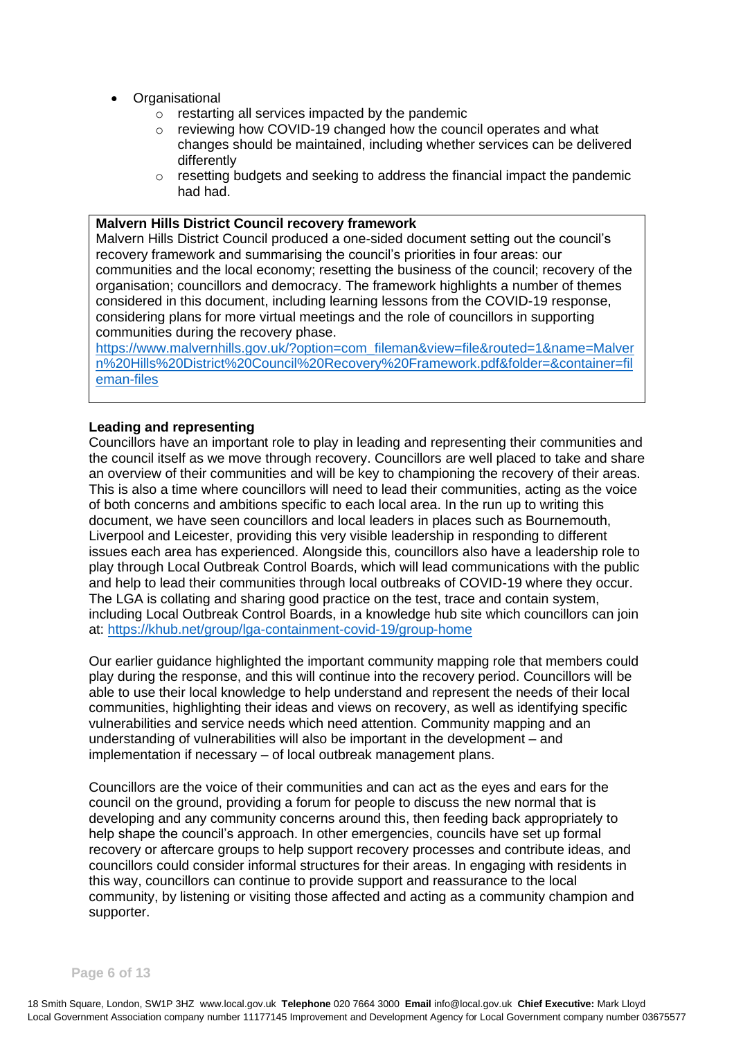- Organisational
    - restarting all services impacted by the pandemic
    - reviewing how COVID-19 changed how the council operates and what changes should be maintained, including whether services can be delivered differently
    - resetting budgets and seeking to address the financial impact the pandemic had had.

> **Malvern Hills District Council recovery framework**
> Malvern Hills District Council produced a one-sided document setting out the council's recovery framework and summarising the council's priorities in four areas: our communities and the local economy; resetting the business of the council; recovery of the organisation; councillors and democracy. The framework highlights a number of themes considered in this document, including learning lessons from the COVID-19 response, considering plans for more virtual meetings and the role of councillors in supporting communities during the recovery phase.
> https://www.malvernhills.gov.uk/?option=com_fileman&view=file&routed=1&name=Malvern%20Hills%20District%20Council%20Recovery%20Framework.pdf&folder=&container=fileman-files

**Leading and representing**

Councillors have an important role to play in leading and representing their communities and the council itself as we move through recovery. Councillors are well placed to take and share an overview of their communities and will be key to championing the recovery of their areas. This is also a time where councillors will need to lead their communities, acting as the voice of both concerns and ambitions specific to each local area. In the run up to writing this document, we have seen councillors and local leaders in places such as Bournemouth, Liverpool and Leicester, providing this very visible leadership in responding to different issues each area has experienced. Alongside this, councillors also have a leadership role to play through Local Outbreak Control Boards, which will lead communications with the public and help to lead their communities through local outbreaks of COVID-19 where they occur. The LGA is collating and sharing good practice on the test, trace and contain system, including Local Outbreak Control Boards, in a knowledge hub site which councillors can join at: https://khub.net/group/lga-containment-covid-19/group-home

Our earlier guidance highlighted the important community mapping role that members could play during the response, and this will continue into the recovery period. Councillors will be able to use their local knowledge to help understand and represent the needs of their local communities, highlighting their ideas and views on recovery, as well as identifying specific vulnerabilities and service needs which need attention. Community mapping and an understanding of vulnerabilities will also be important in the development – and implementation if necessary – of local outbreak management plans.

Councillors are the voice of their communities and can act as the eyes and ears for the council on the ground, providing a forum for people to discuss the new normal that is developing and any community concerns around this, then feeding back appropriately to help shape the council's approach. In other emergencies, councils have set up formal recovery or aftercare groups to help support recovery processes and contribute ideas, and councillors could consider informal structures for their areas. In engaging with residents in this way, councillors can continue to provide support and reassurance to the local community, by listening or visiting those affected and acting as a community champion and supporter.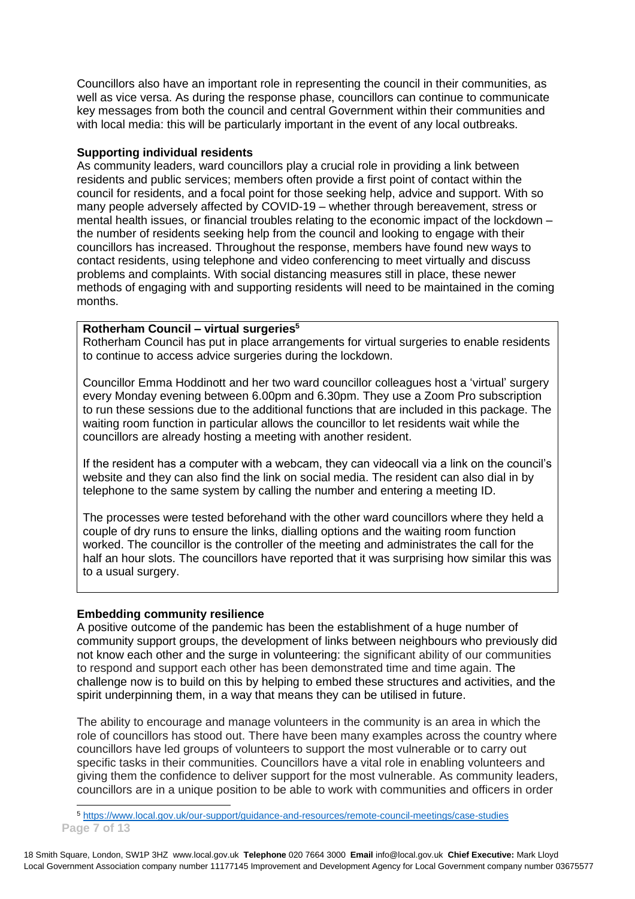Councillors also have an important role in representing the council in their communities, as well as vice versa. As during the response phase, councillors can continue to communicate key messages from both the council and central Government within their communities and with local media: this will be particularly important in the event of any local outbreaks.

**Supporting individual residents**

As community leaders, ward councillors play a crucial role in providing a link between residents and public services; members often provide a first point of contact within the council for residents, and a focal point for those seeking help, advice and support. With so many people adversely affected by COVID-19 – whether through bereavement, stress or mental health issues, or financial troubles relating to the economic impact of the lockdown – the number of residents seeking help from the council and looking to engage with their councillors has increased. Throughout the response, members have found new ways to contact residents, using telephone and video conferencing to meet virtually and discuss problems and complaints. With social distancing measures still in place, these newer methods of engaging with and supporting residents will need to be maintained in the coming months.

> **Rotherham Council – virtual surgeries**[5]
>
> Rotherham Council has put in place arrangements for virtual surgeries to enable residents to continue to access advice surgeries during the lockdown.
>
> Councillor Emma Hoddinott and her two ward councillor colleagues host a 'virtual' surgery every Monday evening between 6.00pm and 6.30pm. They use a Zoom Pro subscription to run these sessions due to the additional functions that are included in this package. The waiting room function in particular allows the councillor to let residents wait while the councillors are already hosting a meeting with another resident.
>
> If the resident has a computer with a webcam, they can videocall via a link on the council's website and they can also find the link on social media. The resident can also dial in by telephone to the same system by calling the number and entering a meeting ID.
>
> The processes were tested beforehand with the other ward councillors where they held a couple of dry runs to ensure the links, dialling options and the waiting room function worked. The councillor is the controller of the meeting and administrates the call for the half an hour slots. The councillors have reported that it was surprising how similar this was to a usual surgery.

**Embedding community resilience**

A positive outcome of the pandemic has been the establishment of a huge number of community support groups, the development of links between neighbours who previously did not know each other and the surge in volunteering: the significant ability of our communities to respond and support each other has been demonstrated time and time again. The challenge now is to build on this by helping to embed these structures and activities, and the spirit underpinning them, in a way that means they can be utilised in future.

The ability to encourage and manage volunteers in the community is an area in which the role of councillors has stood out. There have been many examples across the country where councillors have led groups of volunteers to support the most vulnerable or to carry out specific tasks in their communities. Councillors have a vital role in enabling volunteers and giving them the confidence to deliver support for the most vulnerable. As community leaders, councillors are in a unique position to be able to work with communities and officers in order

[5] https://www.local.gov.uk/our-support/guidance-and-resources/remote-council-meetings/case-studies

18 Smith Square, London, SW1P 3HZ www.local.gov.uk **Telephone** 020 7664 3000 **Email** info@local.gov.uk **Chief Executive:** Mark Lloyd
Local Government Association company number 11177145 Improvement and Development Agency for Local Government company number 03675577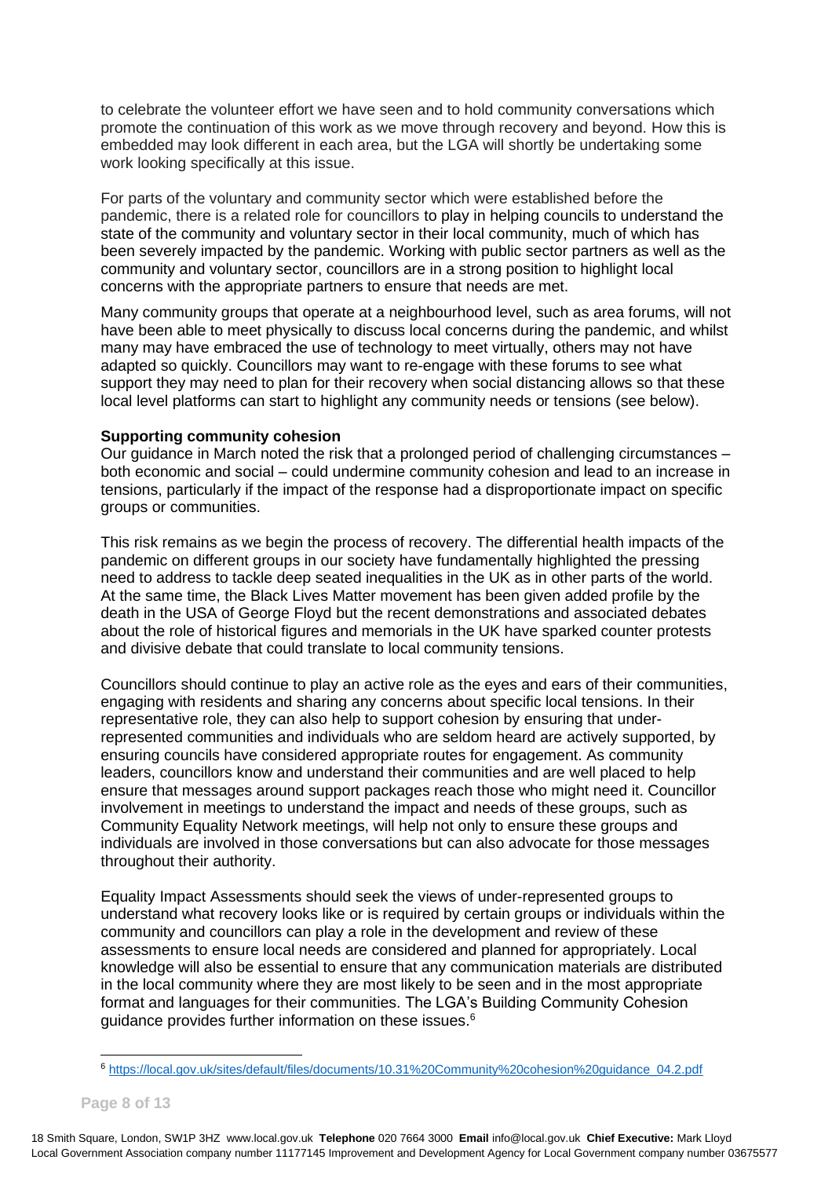to celebrate the volunteer effort we have seen and to hold community conversations which promote the continuation of this work as we move through recovery and beyond. How this is embedded may look different in each area, but the LGA will shortly be undertaking some work looking specifically at this issue.

For parts of the voluntary and community sector which were established before the pandemic, there is a related role for councillors to play in helping councils to understand the state of the community and voluntary sector in their local community, much of which has been severely impacted by the pandemic. Working with public sector partners as well as the community and voluntary sector, councillors are in a strong position to highlight local concerns with the appropriate partners to ensure that needs are met.

Many community groups that operate at a neighbourhood level, such as area forums, will not have been able to meet physically to discuss local concerns during the pandemic, and whilst many may have embraced the use of technology to meet virtually, others may not have adapted so quickly. Councillors may want to re-engage with these forums to see what support they may need to plan for their recovery when social distancing allows so that these local level platforms can start to highlight any community needs or tensions (see below).

**Supporting community cohesion**

Our guidance in March noted the risk that a prolonged period of challenging circumstances – both economic and social – could undermine community cohesion and lead to an increase in tensions, particularly if the impact of the response had a disproportionate impact on specific groups or communities.

This risk remains as we begin the process of recovery. The differential health impacts of the pandemic on different groups in our society have fundamentally highlighted the pressing need to address to tackle deep seated inequalities in the UK as in other parts of the world. At the same time, the Black Lives Matter movement has been given added profile by the death in the USA of George Floyd but the recent demonstrations and associated debates about the role of historical figures and memorials in the UK have sparked counter protests and divisive debate that could translate to local community tensions.

Councillors should continue to play an active role as the eyes and ears of their communities, engaging with residents and sharing any concerns about specific local tensions. In their representative role, they can also help to support cohesion by ensuring that under-represented communities and individuals who are seldom heard are actively supported, by ensuring councils have considered appropriate routes for engagement. As community leaders, councillors know and understand their communities and are well placed to help ensure that messages around support packages reach those who might need it. Councillor involvement in meetings to understand the impact and needs of these groups, such as Community Equality Network meetings, will help not only to ensure these groups and individuals are involved in those conversations but can also advocate for those messages throughout their authority.

Equality Impact Assessments should seek the views of under-represented groups to understand what recovery looks like or is required by certain groups or individuals within the community and councillors can play a role in the development and review of these assessments to ensure local needs are considered and planned for appropriately. Local knowledge will also be essential to ensure that any communication materials are distributed in the local community where they are most likely to be seen and in the most appropriate format and languages for their communities. The LGA's Building Community Cohesion guidance provides further information on these issues.[6]

[6] https://local.gov.uk/sites/default/files/documents/10.31%20Community%20cohesion%20guidance_04.2.pdf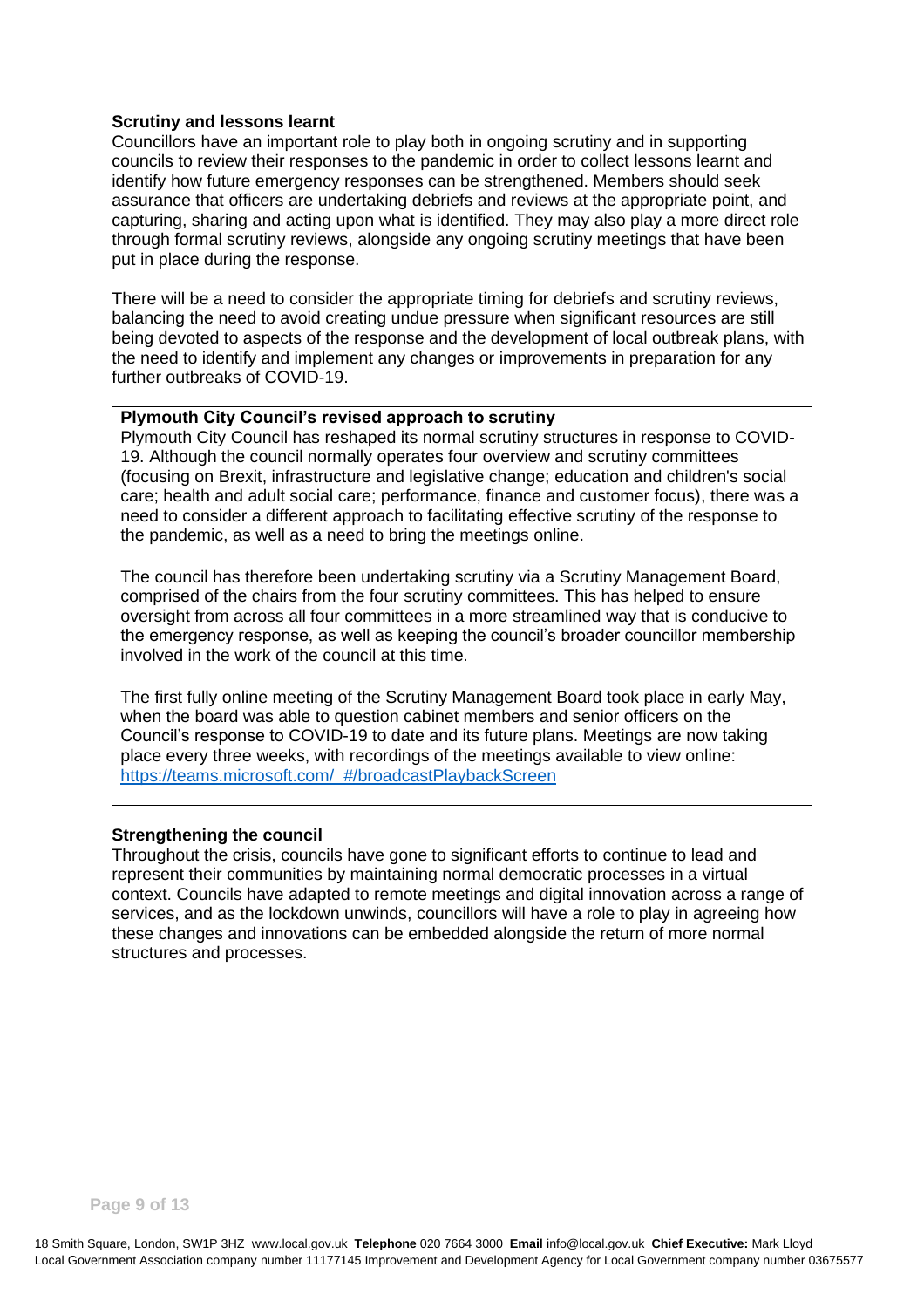### Scrutiny and lessons learnt

Councillors have an important role to play both in ongoing scrutiny and in supporting councils to review their responses to the pandemic in order to collect lessons learnt and identify how future emergency responses can be strengthened. Members should seek assurance that officers are undertaking debriefs and reviews at the appropriate point, and capturing, sharing and acting upon what is identified. They may also play a more direct role through formal scrutiny reviews, alongside any ongoing scrutiny meetings that have been put in place during the response.

There will be a need to consider the appropriate timing for debriefs and scrutiny reviews, balancing the need to avoid creating undue pressure when significant resources are still being devoted to aspects of the response and the development of local outbreak plans, with the need to identify and implement any changes or improvements in preparation for any further outbreaks of COVID-19.

> **Plymouth City Council's revised approach to scrutiny**
>
> Plymouth City Council has reshaped its normal scrutiny structures in response to COVID-19. Although the council normally operates four overview and scrutiny committees (focusing on Brexit, infrastructure and legislative change; education and children's social care; health and adult social care; performance, finance and customer focus), there was a need to consider a different approach to facilitating effective scrutiny of the response to the pandemic, as well as a need to bring the meetings online.
>
> The council has therefore been undertaking scrutiny via a Scrutiny Management Board, comprised of the chairs from the four scrutiny committees. This has helped to ensure oversight from across all four committees in a more streamlined way that is conducive to the emergency response, as well as keeping the council's broader councillor membership involved in the work of the council at this time.
>
> The first fully online meeting of the Scrutiny Management Board took place in early May, when the board was able to question cabinet members and senior officers on the Council's response to COVID-19 to date and its future plans. Meetings are now taking place every three weeks, with recordings of the meetings available to view online: https://teams.microsoft.com/_#/broadcastPlaybackScreen

### Strengthening the council

Throughout the crisis, councils have gone to significant efforts to continue to lead and represent their communities by maintaining normal democratic processes in a virtual context. Councils have adapted to remote meetings and digital innovation across a range of services, and as the lockdown unwinds, councillors will have a role to play in agreeing how these changes and innovations can be embedded alongside the return of more normal structures and processes.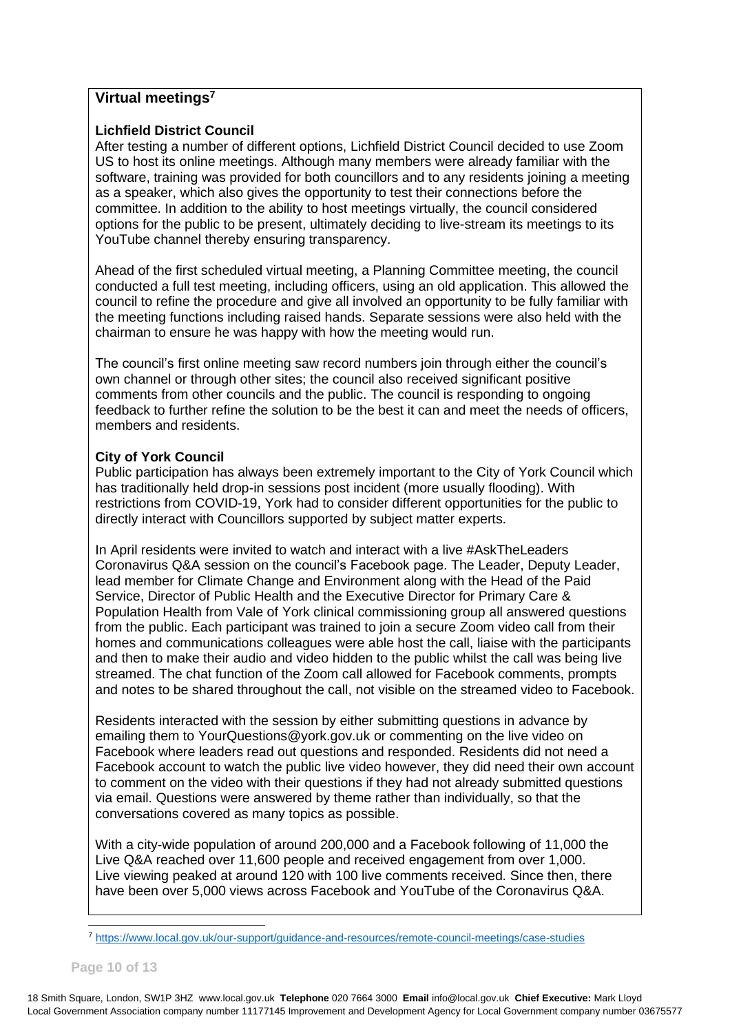## Virtual meetings[7]

### Lichfield District Council

After testing a number of different options, Lichfield District Council decided to use Zoom US to host its online meetings. Although many members were already familiar with the software, training was provided for both councillors and to any residents joining a meeting as a speaker, which also gives the opportunity to test their connections before the committee. In addition to the ability to host meetings virtually, the council considered options for the public to be present, ultimately deciding to live-stream its meetings to its YouTube channel thereby ensuring transparency.

Ahead of the first scheduled virtual meeting, a Planning Committee meeting, the council conducted a full test meeting, including officers, using an old application. This allowed the council to refine the procedure and give all involved an opportunity to be fully familiar with the meeting functions including raised hands. Separate sessions were also held with the chairman to ensure he was happy with how the meeting would run.

The council's first online meeting saw record numbers join through either the council's own channel or through other sites; the council also received significant positive comments from other councils and the public. The council is responding to ongoing feedback to further refine the solution to be the best it can and meet the needs of officers, members and residents.

### City of York Council

Public participation has always been extremely important to the City of York Council which has traditionally held drop-in sessions post incident (more usually flooding). With restrictions from COVID-19, York had to consider different opportunities for the public to directly interact with Councillors supported by subject matter experts.

In April residents were invited to watch and interact with a live #AskTheLeaders Coronavirus Q&A session on the council's Facebook page. The Leader, Deputy Leader, lead member for Climate Change and Environment along with the Head of the Paid Service, Director of Public Health and the Executive Director for Primary Care & Population Health from Vale of York clinical commissioning group all answered questions from the public. Each participant was trained to join a secure Zoom video call from their homes and communications colleagues were able host the call, liaise with the participants and then to make their audio and video hidden to the public whilst the call was being live streamed. The chat function of the Zoom call allowed for Facebook comments, prompts and notes to be shared throughout the call, not visible on the streamed video to Facebook.

Residents interacted with the session by either submitting questions in advance by emailing them to YourQuestions@york.gov.uk or commenting on the live video on Facebook where leaders read out questions and responded. Residents did not need a Facebook account to watch the public live video however, they did need their own account to comment on the video with their questions if they had not already submitted questions via email. Questions were answered by theme rather than individually, so that the conversations covered as many topics as possible.

With a city-wide population of around 200,000 and a Facebook following of 11,000 the Live Q&A reached over 11,600 people and received engagement from over 1,000. Live viewing peaked at around 120 with 100 live comments received. Since then, there have been over 5,000 views across Facebook and YouTube of the Coronavirus Q&A.

---

[7] https://www.local.gov.uk/our-support/guidance-and-resources/remote-council-meetings/case-studies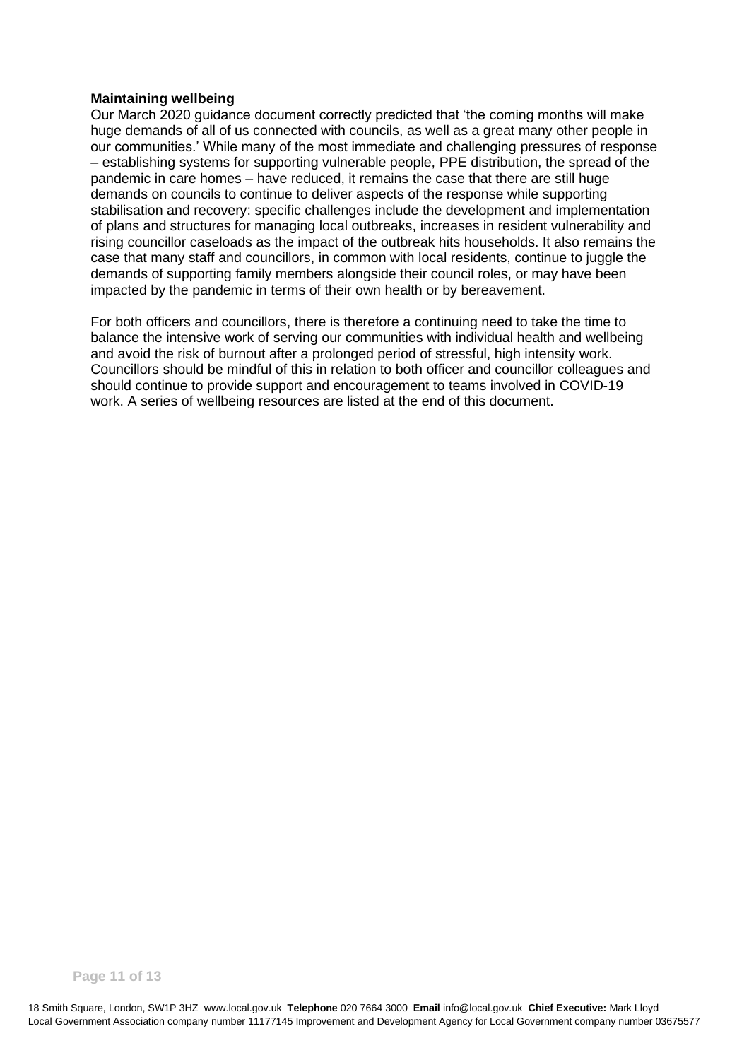**Maintaining wellbeing**

Our March 2020 guidance document correctly predicted that 'the coming months will make huge demands of all of us connected with councils, as well as a great many other people in our communities.' While many of the most immediate and challenging pressures of response – establishing systems for supporting vulnerable people, PPE distribution, the spread of the pandemic in care homes – have reduced, it remains the case that there are still huge demands on councils to continue to deliver aspects of the response while supporting stabilisation and recovery: specific challenges include the development and implementation of plans and structures for managing local outbreaks, increases in resident vulnerability and rising councillor caseloads as the impact of the outbreak hits households. It also remains the case that many staff and councillors, in common with local residents, continue to juggle the demands of supporting family members alongside their council roles, or may have been impacted by the pandemic in terms of their own health or by bereavement.

For both officers and councillors, there is therefore a continuing need to take the time to balance the intensive work of serving our communities with individual health and wellbeing and avoid the risk of burnout after a prolonged period of stressful, high intensity work. Councillors should be mindful of this in relation to both officer and councillor colleagues and should continue to provide support and encouragement to teams involved in COVID-19 work. A series of wellbeing resources are listed at the end of this document.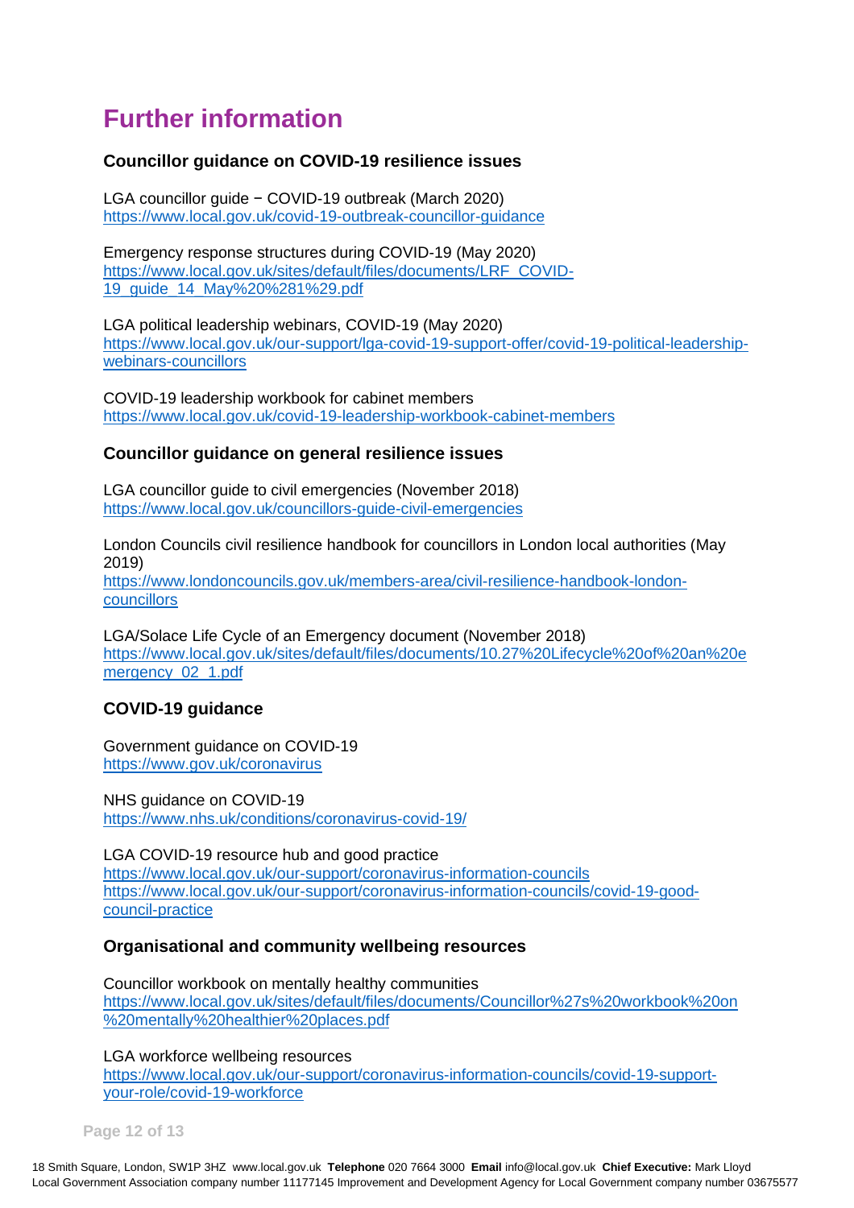# Further information

### Councillor guidance on COVID-19 resilience issues

LGA councillor guide − COVID-19 outbreak (March 2020)
https://www.local.gov.uk/covid-19-outbreak-councillor-guidance

Emergency response structures during COVID-19 (May 2020)
https://www.local.gov.uk/sites/default/files/documents/LRF_COVID-19_guide_14_May%20%281%29.pdf

LGA political leadership webinars, COVID-19 (May 2020)
https://www.local.gov.uk/our-support/lga-covid-19-support-offer/covid-19-political-leadership-webinars-councillors

COVID-19 leadership workbook for cabinet members
https://www.local.gov.uk/covid-19-leadership-workbook-cabinet-members

### Councillor guidance on general resilience issues

LGA councillor guide to civil emergencies (November 2018)
https://www.local.gov.uk/councillors-guide-civil-emergencies

London Councils civil resilience handbook for councillors in London local authorities (May 2019)
https://www.londoncouncils.gov.uk/members-area/civil-resilience-handbook-london-councillors

LGA/Solace Life Cycle of an Emergency document (November 2018)
https://www.local.gov.uk/sites/default/files/documents/10.27%20Lifecycle%20of%20an%20emergency_02_1.pdf

### COVID-19 guidance

Government guidance on COVID-19
https://www.gov.uk/coronavirus

NHS guidance on COVID-19
https://www.nhs.uk/conditions/coronavirus-covid-19/

LGA COVID-19 resource hub and good practice
https://www.local.gov.uk/our-support/coronavirus-information-councils
https://www.local.gov.uk/our-support/coronavirus-information-councils/covid-19-good-council-practice

### Organisational and community wellbeing resources

Councillor workbook on mentally healthy communities
https://www.local.gov.uk/sites/default/files/documents/Councillor%27s%20workbook%20on%20mentally%20healthier%20places.pdf

LGA workforce wellbeing resources
https://www.local.gov.uk/our-support/coronavirus-information-councils/covid-19-support-your-role/covid-19-workforce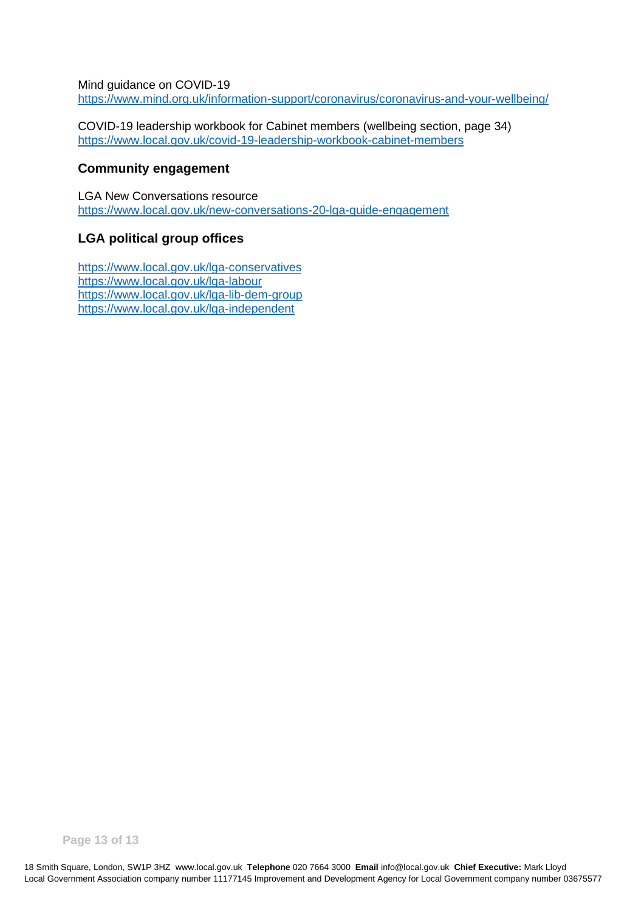Mind guidance on COVID-19
https://www.mind.org.uk/information-support/coronavirus/coronavirus-and-your-wellbeing/

COVID-19 leadership workbook for Cabinet members (wellbeing section, page 34)
https://www.local.gov.uk/covid-19-leadership-workbook-cabinet-members

### Community engagement

LGA New Conversations resource
https://www.local.gov.uk/new-conversations-20-lga-guide-engagement

### LGA political group offices

https://www.local.gov.uk/lga-conservatives
https://www.local.gov.uk/lga-labour
https://www.local.gov.uk/lga-lib-dem-group
https://www.local.gov.uk/lga-independent